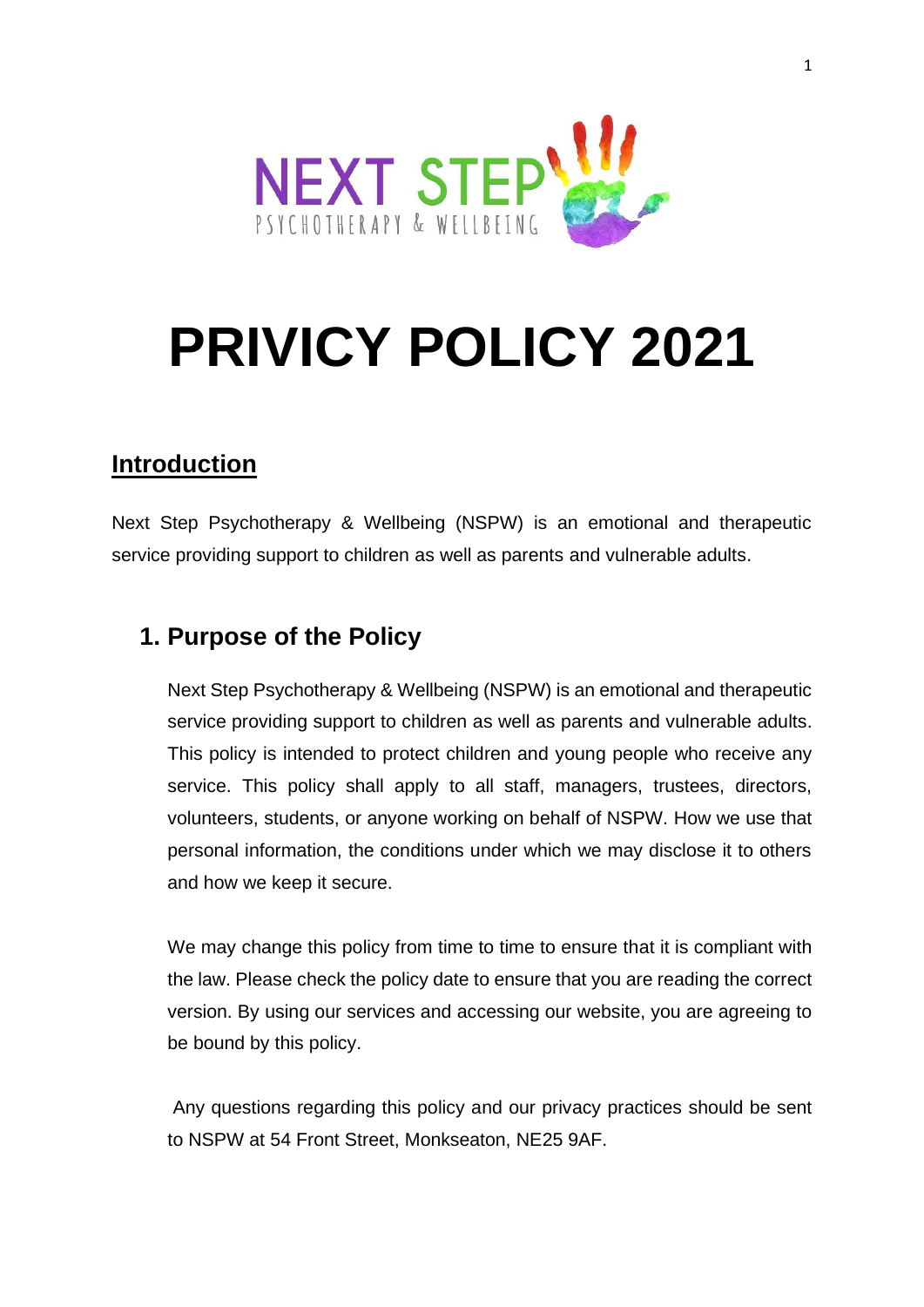NEXT STEP

PSYCHOTHERAPY & WELLBEING

# PRIVICY POLICY 2021

## Introduction

Next Step Psychotherapy & Wellbeing (NSPW) is an emotional and therapeutic service providing support to children as well as parents and vulnerable adults.

## 1. Purpose of the Policy

Next Step Psychotherapy & Wellbeing (NSPW) is an emotional and therapeutic service providing support to children as well as parents and vulnerable adults. This policy is intended to protect children and young people who receive any service. This policy shall apply to all staff, managers, trustees, directors, volunteers, students, or anyone working on behalf of NSPW. How we use that personal information, the conditions under which we may disclose it to others and how we keep it secure.

We may change this policy from time to time to ensure that it is compliant with the law. Please check the policy date to ensure that you are reading the correct version. By using our services and accessing our website, you are agreeing to be bound by this policy.

Any questions regarding this policy and our privacy practices should be sent to NSPW at 54 Front Street, Monkseaton, NE25 9AF.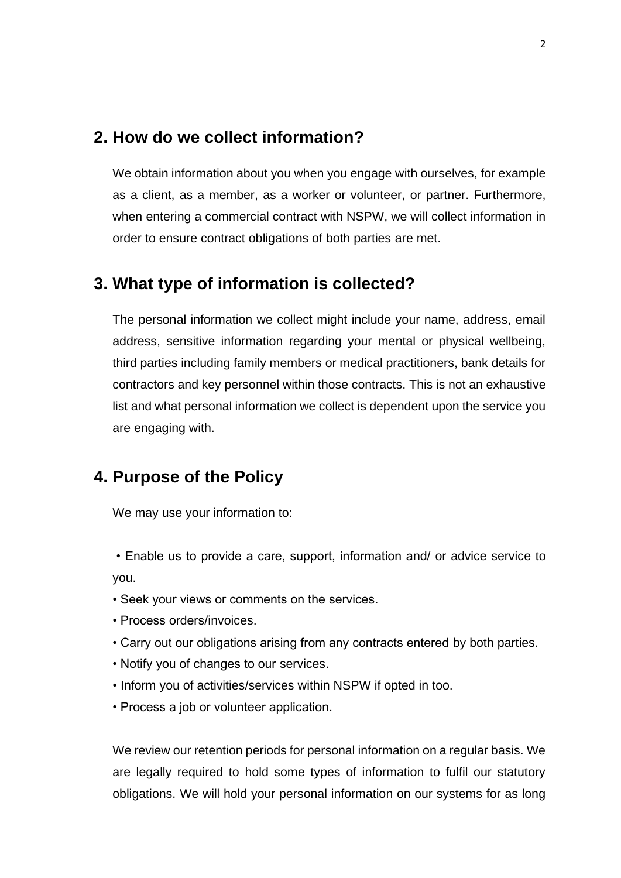## 2. How do we collect information?

We obtain information about you when you engage with ourselves, for example as a client, as a member, as a worker or volunteer, or partner. Furthermore, when entering a commercial contract with NSPW, we will collect information in order to ensure contract obligations of both parties are met.

## 3. What type of information is collected?

The personal information we collect might include your name, address, email address, sensitive information regarding your mental or physical wellbeing, third parties including family members or medical practitioners, bank details for contractors and key personnel within those contracts. This is not an exhaustive list and what personal information we collect is dependent upon the service you are engaging with.

## 4. Purpose of the Policy

We may use your information to:

- Enable us to provide a care, support, information and/ or advice service to you.
- Seek your views or comments on the services.
- Process orders/invoices.
- Carry out our obligations arising from any contracts entered by both parties.
- Notify you of changes to our services.
- Inform you of activities/services within NSPW if opted in too.
- Process a job or volunteer application.

We review our retention periods for personal information on a regular basis. We are legally required to hold some types of information to fulfil our statutory obligations. We will hold your personal information on our systems for as long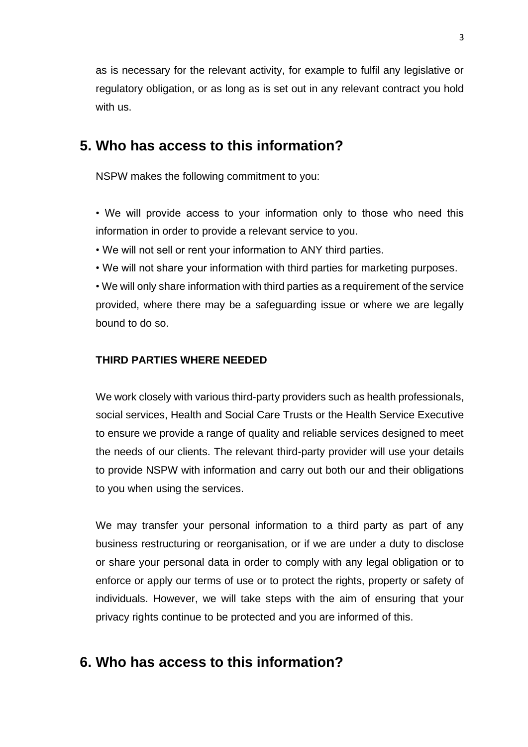as is necessary for the relevant activity, for example to fulfil any legislative or regulatory obligation, or as long as is set out in any relevant contract you hold with us.

## 5. Who has access to this information?

NSPW makes the following commitment to you:

• We will provide access to your information only to those who need this information in order to provide a relevant service to you.

• We will not sell or rent your information to ANY third parties.

• We will not share your information with third parties for marketing purposes.

• We will only share information with third parties as a requirement of the service provided, where there may be a safeguarding issue or where we are legally bound to do so.

**THIRD PARTIES WHERE NEEDED**

We work closely with various third-party providers such as health professionals, social services, Health and Social Care Trusts or the Health Service Executive to ensure we provide a range of quality and reliable services designed to meet the needs of our clients. The relevant third-party provider will use your details to provide NSPW with information and carry out both our and their obligations to you when using the services.

We may transfer your personal information to a third party as part of any business restructuring or reorganisation, or if we are under a duty to disclose or share your personal data in order to comply with any legal obligation or to enforce or apply our terms of use or to protect the rights, property or safety of individuals. However, we will take steps with the aim of ensuring that your privacy rights continue to be protected and you are informed of this.

## 6. Who has access to this information?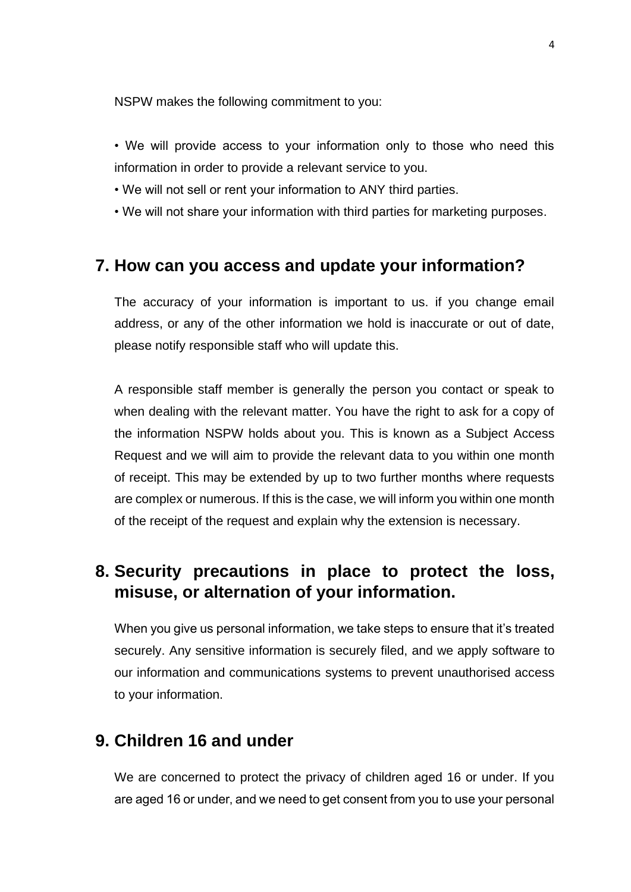NSPW makes the following commitment to you:

- We will provide access to your information only to those who need this information in order to provide a relevant service to you.
- We will not sell or rent your information to ANY third parties.
- We will not share your information with third parties for marketing purposes.

## 7. How can you access and update your information?

The accuracy of your information is important to us. if you change email address, or any of the other information we hold is inaccurate or out of date, please notify responsible staff who will update this.

A responsible staff member is generally the person you contact or speak to when dealing with the relevant matter. You have the right to ask for a copy of the information NSPW holds about you. This is known as a Subject Access Request and we will aim to provide the relevant data to you within one month of receipt. This may be extended by up to two further months where requests are complex or numerous. If this is the case, we will inform you within one month of the receipt of the request and explain why the extension is necessary.

## 8. Security precautions in place to protect the loss, misuse, or alternation of your information.

When you give us personal information, we take steps to ensure that it's treated securely. Any sensitive information is securely filed, and we apply software to our information and communications systems to prevent unauthorised access to your information.

## 9. Children 16 and under

We are concerned to protect the privacy of children aged 16 or under. If you are aged 16 or under, and we need to get consent from you to use your personal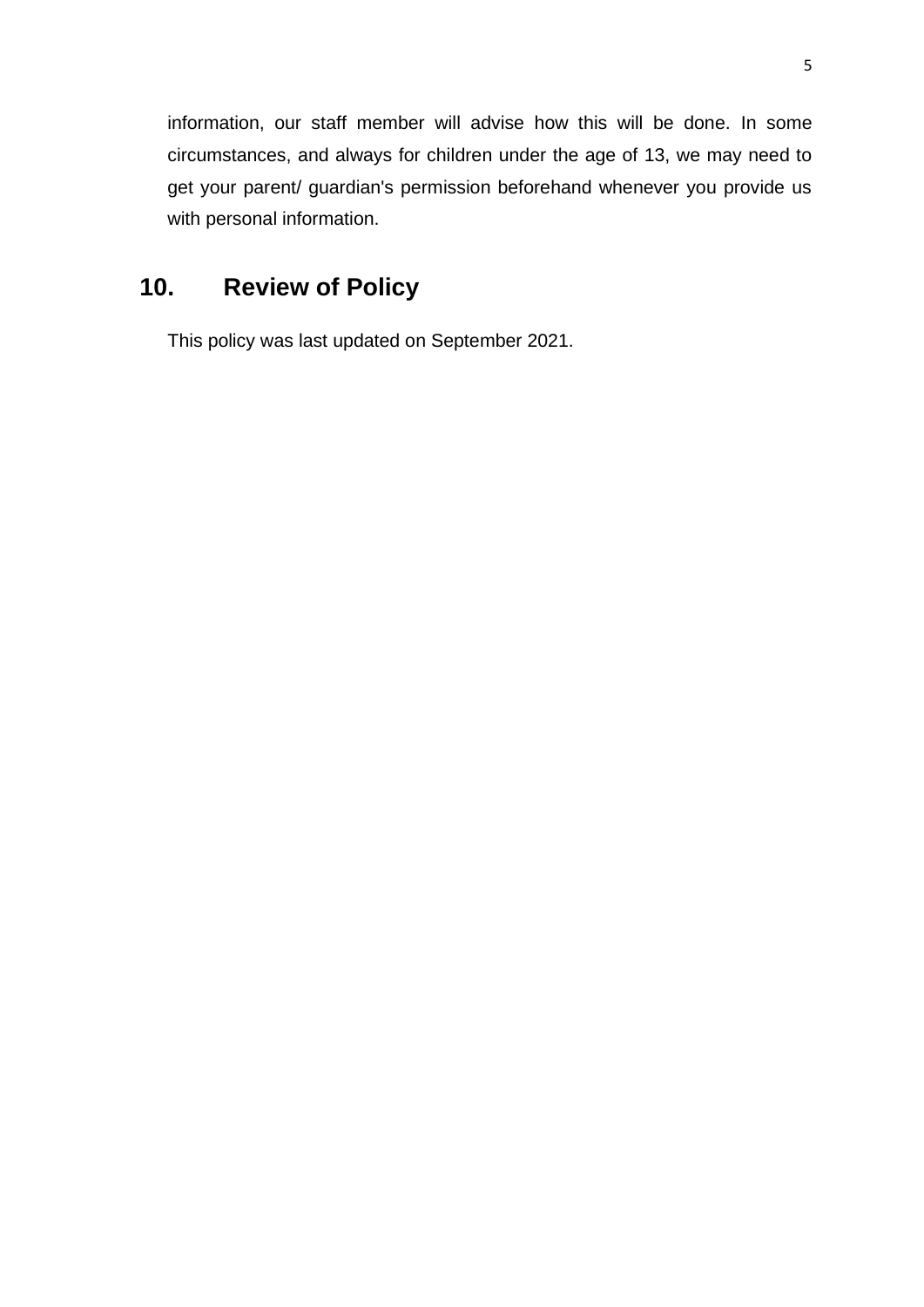information, our staff member will advise how this will be done. In some circumstances, and always for children under the age of 13, we may need to get your parent/ guardian's permission beforehand whenever you provide us with personal information.

## 10. Review of Policy

This policy was last updated on September 2021.